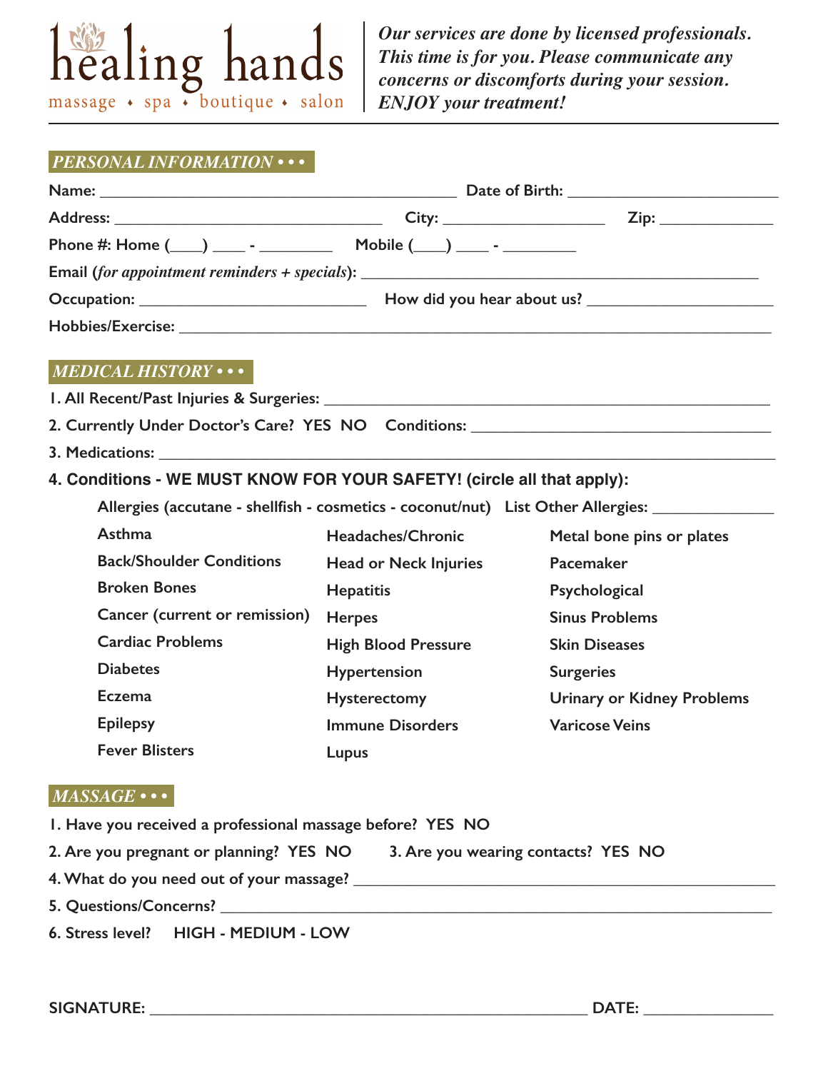# healing hands

massage • spa • boutique • salon

***Our services are done by licensed professionals. This time is for you. Please communicate any concerns or discomforts during your session. ENJOY your treatment!***

## *PERSONAL INFORMATION • • •*

**Name:** ____________________________________________ **Date of Birth:** ________________________

**Address:** _________________________________ **City:** ___________________ **Zip:** _____________

**Phone #: Home (____) ____ - _________ Mobile (____) ____ - _________**

**Email (*for appointment reminders + specials*):** ________________________________________________

**Occupation:** ___________________________ **How did you hear about us?** ______________________

**Hobbies/Exercise:** _________________________________________________________________________

## *MEDICAL HISTORY • • •*

**1. All Recent/Past Injuries & Surgeries:** ____________________________________________________

**2. Currently Under Doctor's Care? YES NO Conditions:** ____________________________________

**3. Medications:** ___________________________________________________________________________

**4. Conditions - WE MUST KNOW FOR YOUR SAFETY! (circle all that apply):**

**Allergies (accutane - shellfish - cosmetics - coconut/nut) List Other Allergies:** ______________

| | | |
|---|---|---|
| Asthma | Headaches/Chronic | Metal bone pins or plates |
| Back/Shoulder Conditions | Head or Neck Injuries | Pacemaker |
| Broken Bones | Hepatitis | Psychological |
| Cancer (current or remission) | Herpes | Sinus Problems |
| Cardiac Problems | High Blood Pressure | Skin Diseases |
| Diabetes | Hypertension | Surgeries |
| Eczema | Hysterectomy | Urinary or Kidney Problems |
| Epilepsy | Immune Disorders | Varicose Veins |
| Fever Blisters | Lupus | |

## *MASSAGE • • •*

**1. Have you received a professional massage before? YES NO**

**2. Are you pregnant or planning? YES NO** **3. Are you wearing contacts? YES NO**

**4. What do you need out of your massage?** ____________________________________________________

**5. Questions/Concerns?** ___________________________________________________________________

**6. Stress level? HIGH - MEDIUM - LOW**

**SIGNATURE:** _____________________________________________________ **DATE:** _______________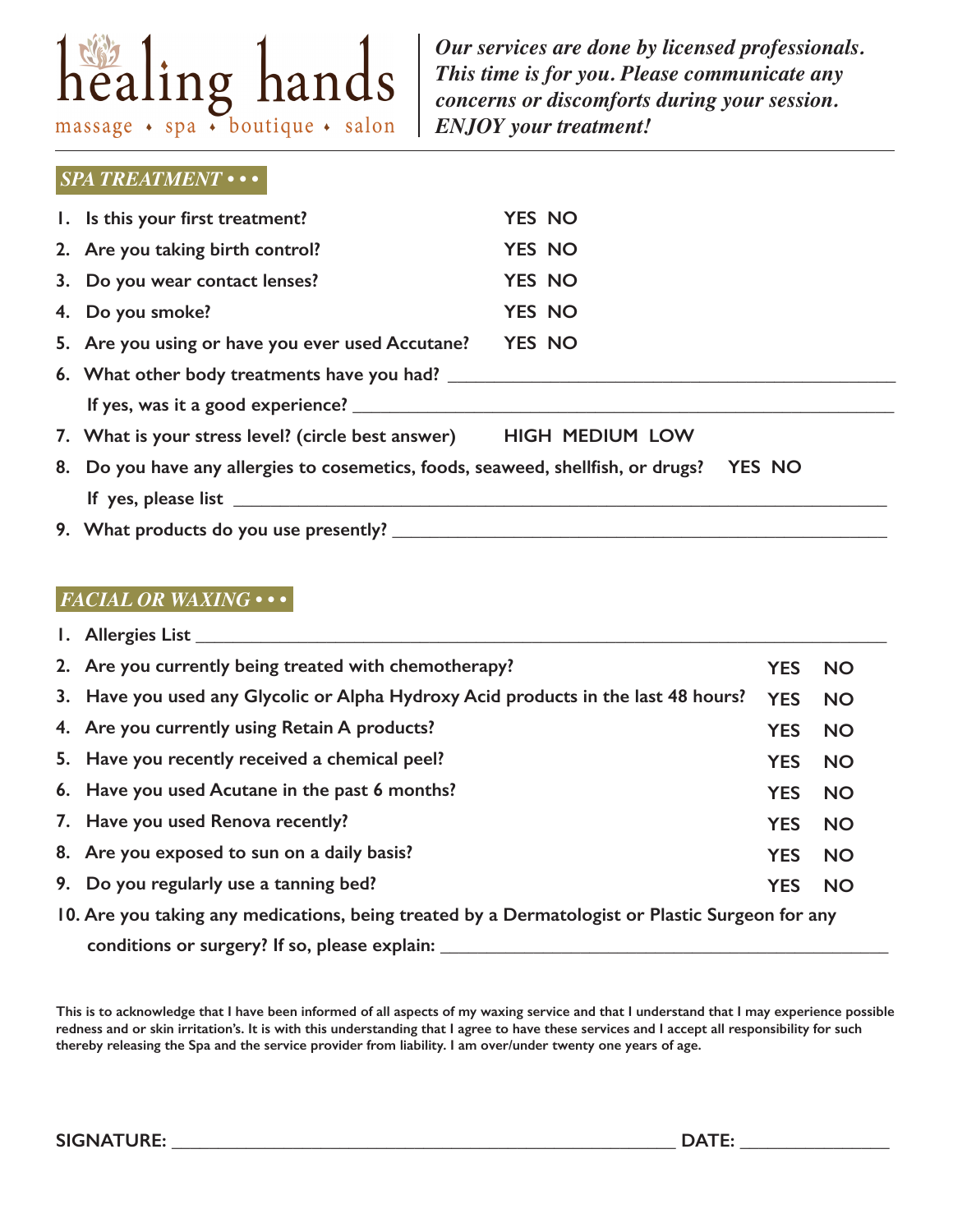# healing hands

massage • spa • boutique • salon

*Our services are done by licensed professionals. This time is for you. Please communicate any concerns or discomforts during your session. ENJOY your treatment!*

## *SPA TREATMENT • • •*

1. Is this your first treatment? **YES NO**
2. Are you taking birth control? **YES NO**
3. Do you wear contact lenses? **YES NO**
4. Do you smoke? **YES NO**
5. Are you using or have you ever used Accutane? **YES NO**
6. What other body treatments have you had? ______________________________

   If yes, was it a good experience? ______________________________
7. What is your stress level? (circle best answer) **HIGH MEDIUM LOW**
8. Do you have any allergies to cosemetics, foods, seaweed, shellfish, or drugs? **YES NO**

   If yes, please list ______________________________
9. What products do you use presently? ______________________________

## *FACIAL OR WAXING • • •*

1. Allergies List ______________________________
2. Are you currently being treated with chemotherapy? **YES NO**
3. Have you used any Glycolic or Alpha Hydroxy Acid products in the last 48 hours? **YES NO**
4. Are you currently using Retain A products? **YES NO**
5. Have you recently received a chemical peel? **YES NO**
6. Have you used Acutane in the past 6 months? **YES NO**
7. Have you used Renova recently? **YES NO**
8. Are you exposed to sun on a daily basis? **YES NO**
9. Do you regularly use a tanning bed? **YES NO**
10. Are you taking any medications, being treated by a Dermatologist or Plastic Surgeon for any conditions or surgery? If so, please explain: ______________________________

**This is to acknowledge that I have been informed of all aspects of my waxing service and that I understand that I may experience possible redness and or skin irritation's. It is with this understanding that I agree to have these services and I accept all responsibility for such thereby releasing the Spa and the service provider from liability. I am over/under twenty one years of age.**

**SIGNATURE:** ______________________________ **DATE:** ______________